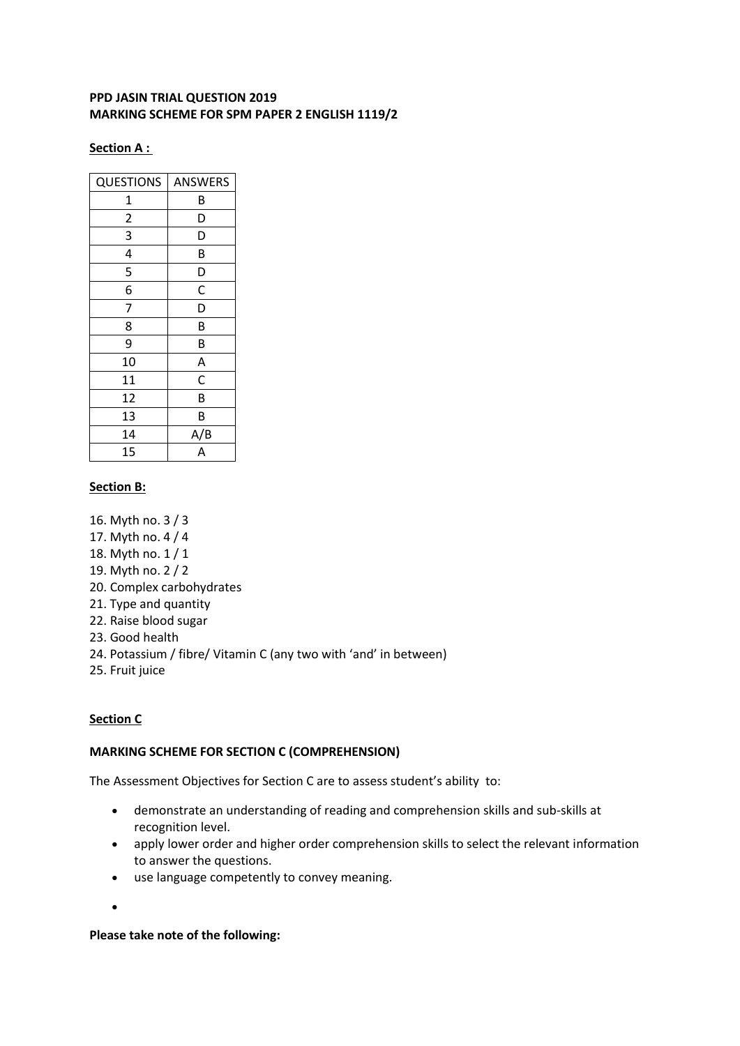**PPD JASIN TRIAL QUESTION 2019**
**MARKING SCHEME FOR SPM PAPER 2 ENGLISH 1119/2**

**Section A :**

| QUESTIONS | ANSWERS |
|---|---|
| 1 | B |
| 2 | D |
| 3 | D |
| 4 | B |
| 5 | D |
| 6 | C |
| 7 | D |
| 8 | B |
| 9 | B |
| 10 | A |
| 11 | C |
| 12 | B |
| 13 | B |
| 14 | A/B |
| 15 | A |

**Section B:**

16. Myth no. 3 / 3
17. Myth no. 4 / 4
18. Myth no. 1 / 1
19. Myth no. 2 / 2
20. Complex carbohydrates
21. Type and quantity
22. Raise blood sugar
23. Good health
24. Potassium / fibre/ Vitamin C (any two with 'and' in between)
25. Fruit juice

**Section C**

**MARKING SCHEME FOR SECTION C (COMPREHENSION)**

The Assessment Objectives for Section C are to assess student's ability to:

- demonstrate an understanding of reading and comprehension skills and sub-skills at recognition level.
- apply lower order and higher order comprehension skills to select the relevant information to answer the questions.
- use language competently to convey meaning.

**Please take note of the following:**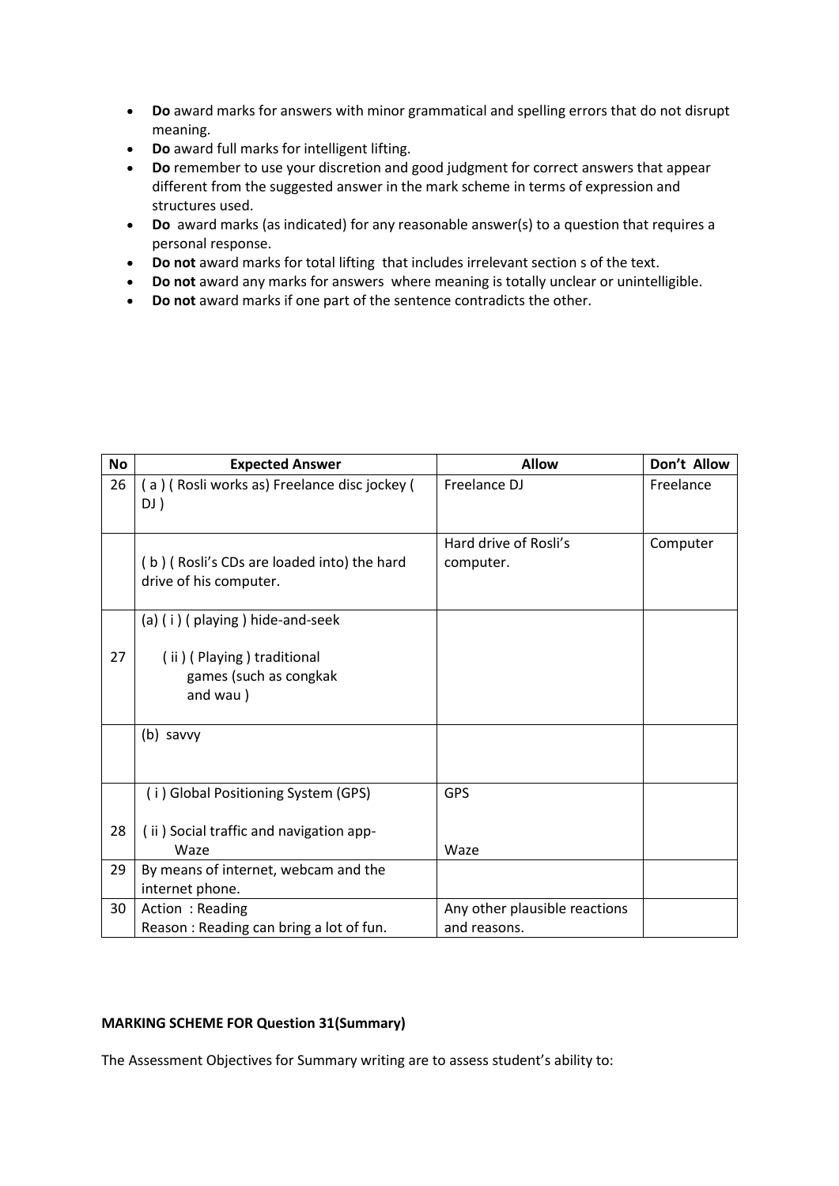- **Do** award marks for answers with minor grammatical and spelling errors that do not disrupt meaning.
- **Do** award full marks for intelligent lifting.
- **Do** remember to use your discretion and good judgment for correct answers that appear different from the suggested answer in the mark scheme in terms of expression and structures used.
- **Do** award marks (as indicated) for any reasonable answer(s) to a question that requires a personal response.
- **Do not** award marks for total lifting that includes irrelevant section s of the text.
- **Do not** award any marks for answers where meaning is totally unclear or unintelligible.
- **Do not** award marks if one part of the sentence contradicts the other.

| No | Expected Answer | Allow | Don't Allow |
|---|---|---|---|
| 26 | ( a ) ( Rosli works as) Freelance disc jockey ( DJ ) | Freelance DJ | Freelance |
| | ( b ) ( Rosli's CDs are loaded into) the hard drive of his computer. | Hard drive of Rosli's computer. | Computer |
| 27 | (a) ( i ) ( playing ) hide-and-seek<br>( ii ) ( Playing ) traditional games (such as congkak and wau ) | | |
| | (b) savvy | | |
| 28 | ( i ) Global Positioning System (GPS)<br>( ii ) Social traffic and navigation app- Waze | GPS<br>Waze | |
| 29 | By means of internet, webcam and the internet phone. | | |
| 30 | Action : Reading<br>Reason : Reading can bring a lot of fun. | Any other plausible reactions and reasons. | |

**MARKING SCHEME FOR Question 31(Summary)**

The Assessment Objectives for Summary writing are to assess student's ability to: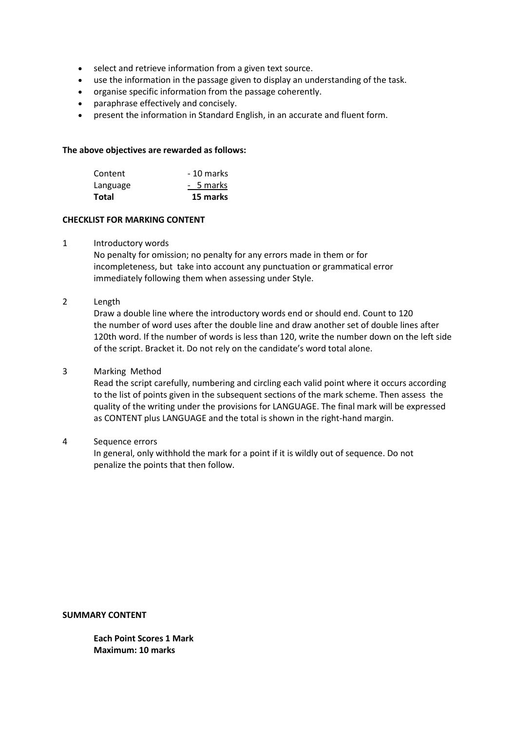- select and retrieve information from a given text source.
- use the information in the passage given to display an understanding of the task.
- organise specific information from the passage coherently.
- paraphrase effectively and concisely.
- present the information in Standard English, in an accurate and fluent form.

**The above objectives are rewarded as follows:**

| | |
|---|---|
| Content | - 10 marks |
| Language | - 5 marks |
| **Total** | **15 marks** |

**CHECKLIST FOR MARKING CONTENT**

1 Introductory words
No penalty for omission; no penalty for any errors made in them or for incompleteness, but take into account any punctuation or grammatical error immediately following them when assessing under Style.

2 Length
Draw a double line where the introductory words end or should end. Count to 120 the number of word uses after the double line and draw another set of double lines after 120th word. If the number of words is less than 120, write the number down on the left side of the script. Bracket it. Do not rely on the candidate's word total alone.

3 Marking Method
Read the script carefully, numbering and circling each valid point where it occurs according to the list of points given in the subsequent sections of the mark scheme. Then assess the quality of the writing under the provisions for LANGUAGE. The final mark will be expressed as CONTENT plus LANGUAGE and the total is shown in the right-hand margin.

4 Sequence errors
In general, only withhold the mark for a point if it is wildly out of sequence. Do not penalize the points that then follow.

**SUMMARY CONTENT**

**Each Point Scores 1 Mark**
**Maximum: 10 marks**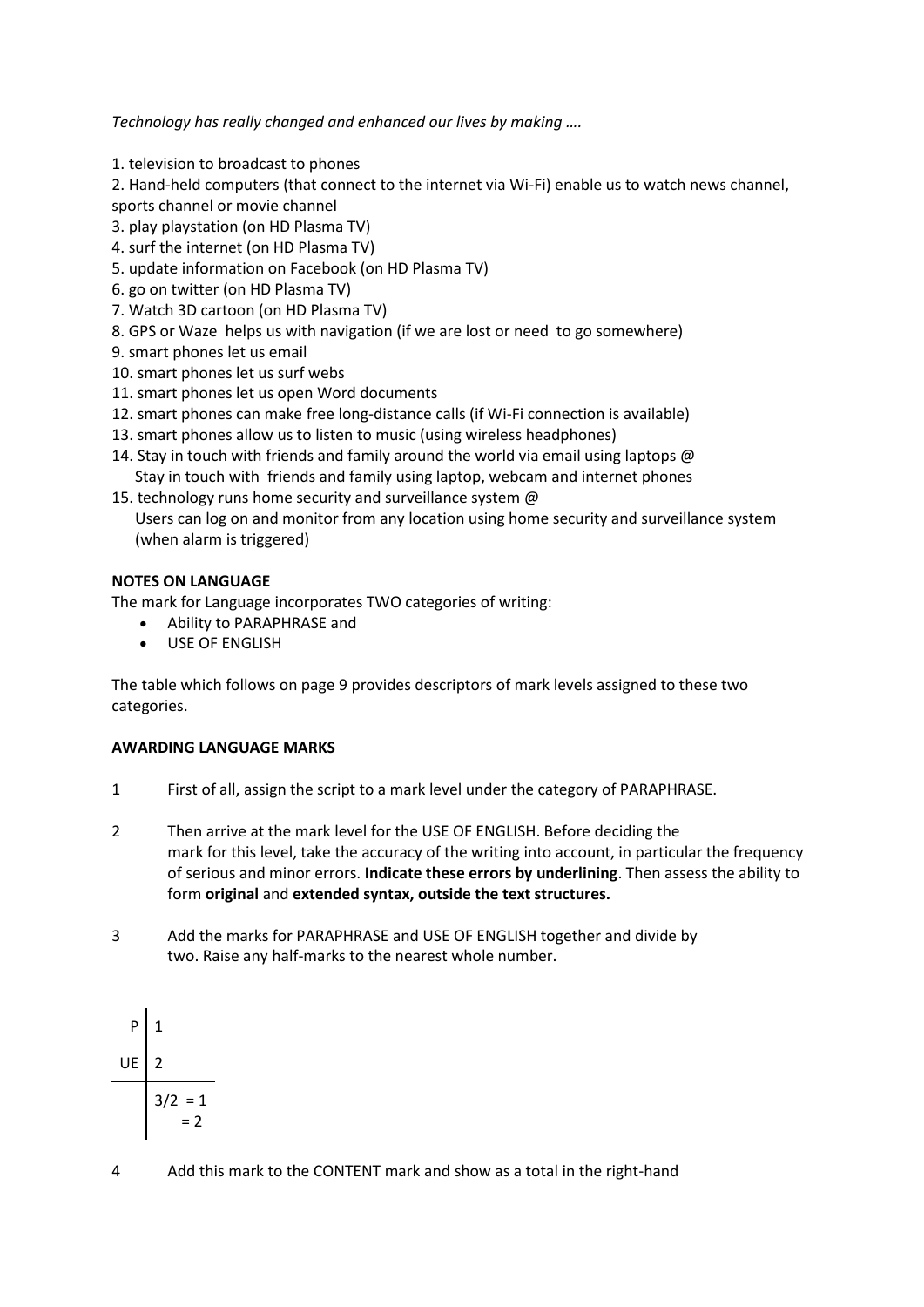*Technology has really changed and enhanced our lives by making ….*

1. television to broadcast to phones
2. Hand-held computers (that connect to the internet via Wi-Fi) enable us to watch news channel, sports channel or movie channel
3. play playstation (on HD Plasma TV)
4. surf the internet (on HD Plasma TV)
5. update information on Facebook (on HD Plasma TV)
6. go on twitter (on HD Plasma TV)
7. Watch 3D cartoon (on HD Plasma TV)
8. GPS or Waze helps us with navigation (if we are lost or need to go somewhere)
9. smart phones let us email
10. smart phones let us surf webs
11. smart phones let us open Word documents
12. smart phones can make free long-distance calls (if Wi-Fi connection is available)
13. smart phones allow us to listen to music (using wireless headphones)
14. Stay in touch with friends and family around the world via email using laptops @
    Stay in touch with friends and family using laptop, webcam and internet phones
15. technology runs home security and surveillance system @
    Users can log on and monitor from any location using home security and surveillance system (when alarm is triggered)

**NOTES ON LANGUAGE**

The mark for Language incorporates TWO categories of writing:

- Ability to PARAPHRASE and
- USE OF ENGLISH

The table which follows on page 9 provides descriptors of mark levels assigned to these two categories.

**AWARDING LANGUAGE MARKS**

1. First of all, assign the script to a mark level under the category of PARAPHRASE.

2. Then arrive at the mark level for the USE OF ENGLISH. Before deciding the mark for this level, take the accuracy of the writing into account, in particular the frequency of serious and minor errors. **Indicate these errors by underlining**. Then assess the ability to form **original** and **extended syntax, outside the text structures.**

3. Add the marks for PARAPHRASE and USE OF ENGLISH together and divide by two. Raise any half-marks to the nearest whole number.

| | |
|---|---|
| P | 1 |
| UE | 2 |
| | 3/2 = 1 <br> = 2 |

4. Add this mark to the CONTENT mark and show as a total in the right-hand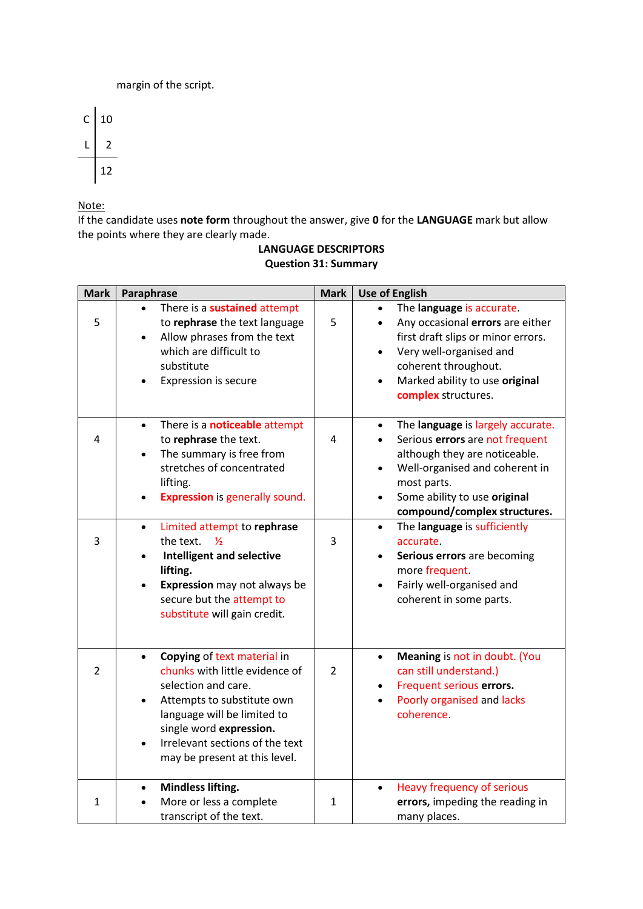margin of the script.

| | |
|---|---|
| C | 10 |
| L | 2 |
| | 12 |

Note:
If the candidate uses **note form** throughout the answer, give **0** for the **LANGUAGE** mark but allow the points where they are clearly made.

**LANGUAGE DESCRIPTORS**
**Question 31: Summary**

| Mark | Paraphrase | Mark | Use of English |
|---|---|---|---|
| 5 | • There is a **sustained** attempt to **rephrase** the text language<br>• Allow phrases from the text which are difficult to substitute<br>• Expression is secure | 5 | • The **language** is accurate.<br>• Any occasional **errors** are either first draft slips or minor errors.<br>• Very well-organised and coherent throughout.<br>• Marked ability to use **original complex** structures. |
| 4 | • There is a **noticeable** attempt to **rephrase** the text.<br>• The summary is free from stretches of concentrated lifting.<br>• **Expression** is generally sound. | 4 | • The **language** is largely accurate.<br>• Serious **errors** are not frequent although they are noticeable.<br>• Well-organised and coherent in most parts.<br>• Some ability to use **original compound/complex structures.** |
| 3 | • Limited attempt to **rephrase** the text. ½<br>• **Intelligent and selective lifting.**<br>• **Expression** may not always be secure but the attempt to substitute will gain credit. | 3 | • The **language** is sufficiently accurate.<br>• **Serious errors** are becoming more frequent.<br>• Fairly well-organised and coherent in some parts. |
| 2 | • **Copying** of text material in chunks with little evidence of selection and care.<br>• Attempts to substitute own language will be limited to single word **expression.**<br>• Irrelevant sections of the text may be present at this level. | 2 | • **Meaning** is not in doubt. (You can still understand.)<br>• Frequent serious **errors.**<br>• Poorly organised and lacks coherence. |
| 1 | • **Mindless lifting.**<br>• More or less a complete transcript of the text. | 1 | • Heavy frequency of serious **errors,** impeding the reading in many places. |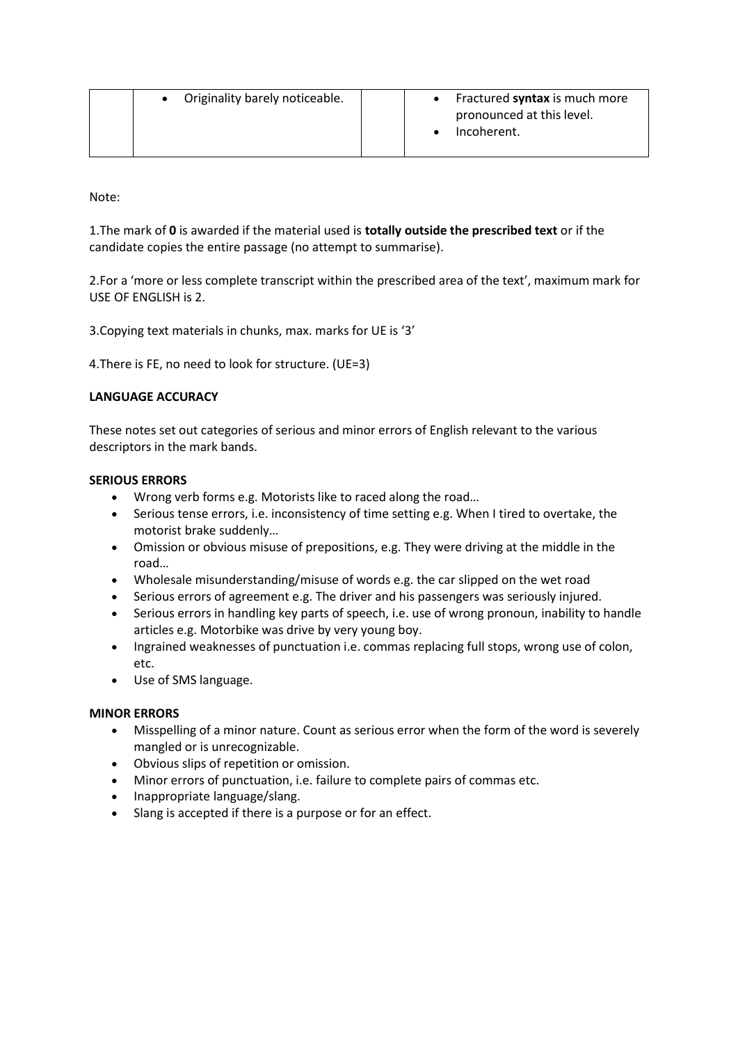|  |  |  |  |
| --- | --- | --- | --- |
|  | • Originality barely noticeable. |  | • Fractured **syntax** is much more pronounced at this level.<br>• Incoherent. |

Note:

1.The mark of **0** is awarded if the material used is **totally outside the prescribed text** or if the candidate copies the entire passage (no attempt to summarise).

2.For a 'more or less complete transcript within the prescribed area of the text', maximum mark for USE OF ENGLISH is 2.

3.Copying text materials in chunks, max. marks for UE is '3'

4.There is FE, no need to look for structure. (UE=3)

**LANGUAGE ACCURACY**

These notes set out categories of serious and minor errors of English relevant to the various descriptors in the mark bands.

**SERIOUS ERRORS**

- Wrong verb forms e.g. Motorists like to raced along the road…
- Serious tense errors, i.e. inconsistency of time setting e.g. When I tired to overtake, the motorist brake suddenly…
- Omission or obvious misuse of prepositions, e.g. They were driving at the middle in the road…
- Wholesale misunderstanding/misuse of words e.g. the car slipped on the wet road
- Serious errors of agreement e.g. The driver and his passengers was seriously injured.
- Serious errors in handling key parts of speech, i.e. use of wrong pronoun, inability to handle articles e.g. Motorbike was drive by very young boy.
- Ingrained weaknesses of punctuation i.e. commas replacing full stops, wrong use of colon, etc.
- Use of SMS language.

**MINOR ERRORS**

- Misspelling of a minor nature. Count as serious error when the form of the word is severely mangled or is unrecognizable.
- Obvious slips of repetition or omission.
- Minor errors of punctuation, i.e. failure to complete pairs of commas etc.
- Inappropriate language/slang.
- Slang is accepted if there is a purpose or for an effect.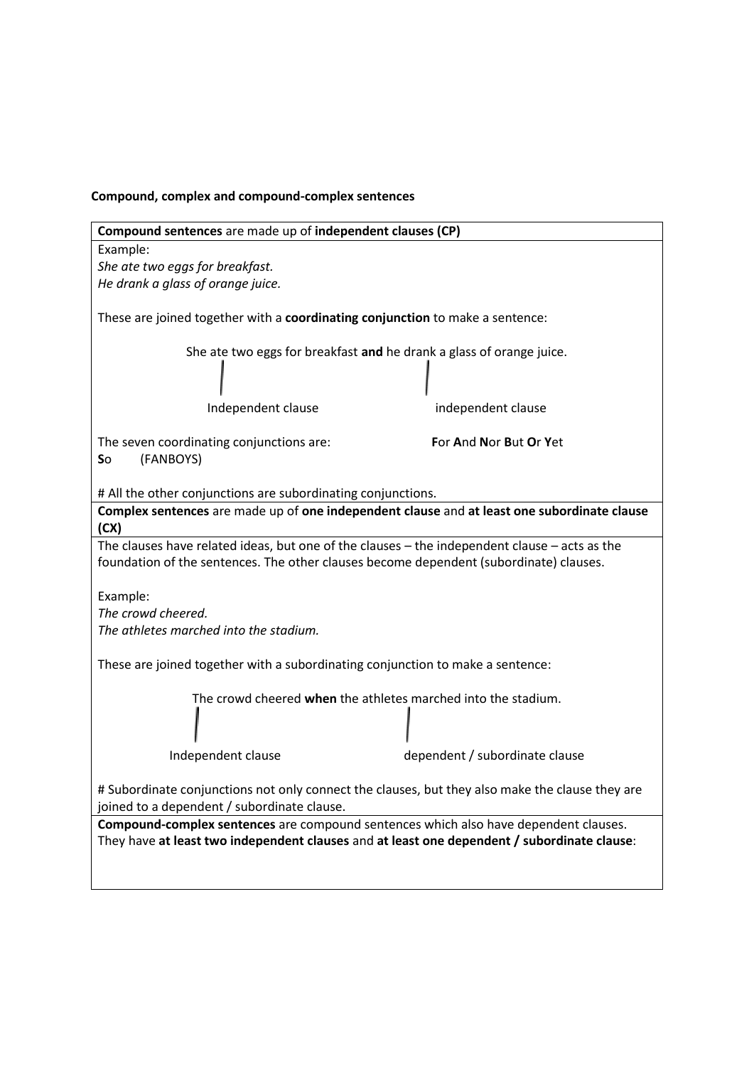**Compound, complex and compound-complex sentences**

**Compound sentences** are made up of **independent clauses (CP)**

Example:
*She ate two eggs for breakfast.*
*He drank a glass of orange juice.*

These are joined together with a **coordinating conjunction** to make a sentence:

She ate two eggs for breakfast **and** he drank a glass of orange juice.

Independent clause — independent clause

The seven coordinating conjunctions are: **F**or **A**nd **N**or **B**ut **O**r **Y**et **S**o (FANBOYS)

# All the other conjunctions are subordinating conjunctions.

**Complex sentences** are made up of **one independent clause** and **at least one subordinate clause (CX)**

The clauses have related ideas, but one of the clauses – the independent clause – acts as the foundation of the sentences. The other clauses become dependent (subordinate) clauses.

Example:
*The crowd cheered.*
*The athletes marched into the stadium.*

These are joined together with a subordinating conjunction to make a sentence:

The crowd cheered **when** the athletes marched into the stadium.

Independent clause — dependent / subordinate clause

# Subordinate conjunctions not only connect the clauses, but they also make the clause they are joined to a dependent / subordinate clause.

**Compound-complex sentences** are compound sentences which also have dependent clauses. They have **at least two independent clauses** and **at least one dependent / subordinate clause**: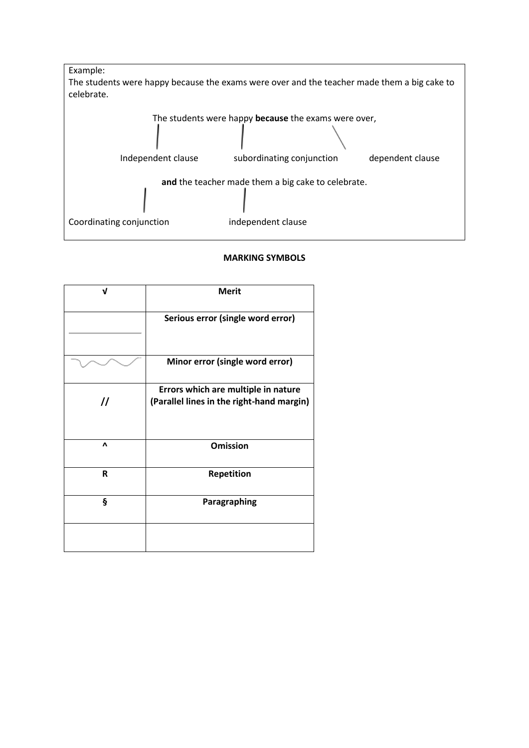Example:
The students were happy because the exams were over and the teacher made them a big cake to celebrate.

The students were happy **because** the exams were over,

Independent clause — subordinating conjunction — dependent clause

**and** the teacher made them a big cake to celebrate.

Coordinating conjunction — independent clause

**MARKING SYMBOLS**

| √ | **Merit** |
|---|---|
| ______ | **Serious error (single word error)** |
| ~~~~~~ | **Minor error (single word error)** |
| **//** | **Errors which are multiple in nature (Parallel lines in the right-hand margin)** |
| **^** | **Omission** |
| **R** | **Repetition** |
| **§** | **Paragraphing** |
| | |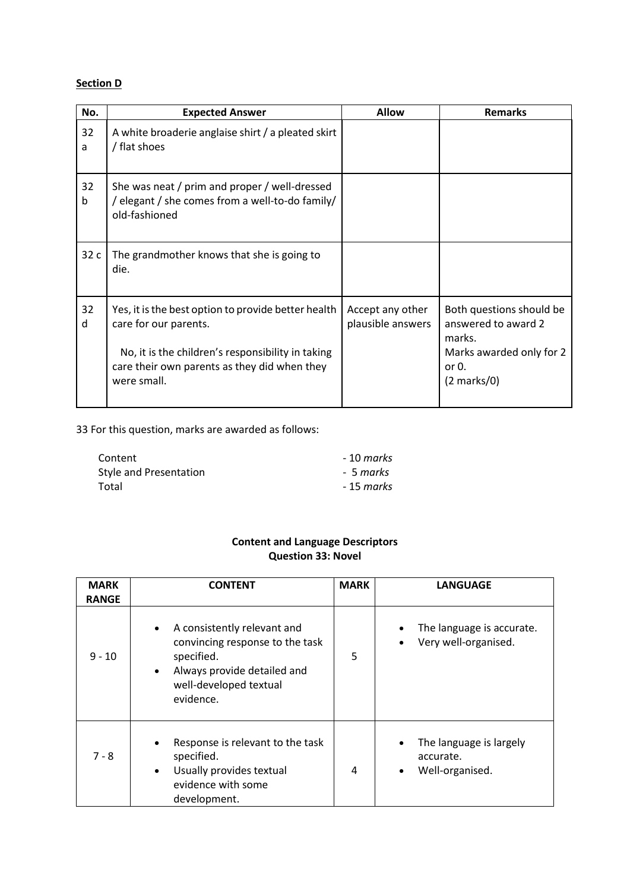**Section D**

| No. | Expected Answer | Allow | Remarks |
|---|---|---|---|
| 32 a | A white broaderie anglaise shirt / a pleated skirt / flat shoes | | |
| 32 b | She was neat / prim and proper / well-dressed / elegant / she comes from a well-to-do family/ old-fashioned | | |
| 32 c | The grandmother knows that she is going to die. | | |
| 32 d | Yes, it is the best option to provide better health care for our parents.<br><br>No, it is the children's responsibility in taking care their own parents as they did when they were small. | Accept any other plausible answers | Both questions should be answered to award 2 marks.<br>Marks awarded only for 2 or 0.<br>(2 marks/0) |

33 For this question, marks are awarded as follows:

| | |
|---|---|
| Content | - 10 *marks* |
| Style and Presentation | - 5 *marks* |
| Total | - 15 *marks* |

**Content and Language Descriptors**
**Question 33: Novel**

| MARK RANGE | CONTENT | MARK | LANGUAGE |
|---|---|---|---|
| 9 - 10 | • A consistently relevant and convincing response to the task specified.<br>• Always provide detailed and well-developed textual evidence. | 5 | • The language is accurate.<br>• Very well-organised. |
| 7 - 8 | • Response is relevant to the task specified.<br>• Usually provides textual evidence with some development. | 4 | • The language is largely accurate.<br>• Well-organised. |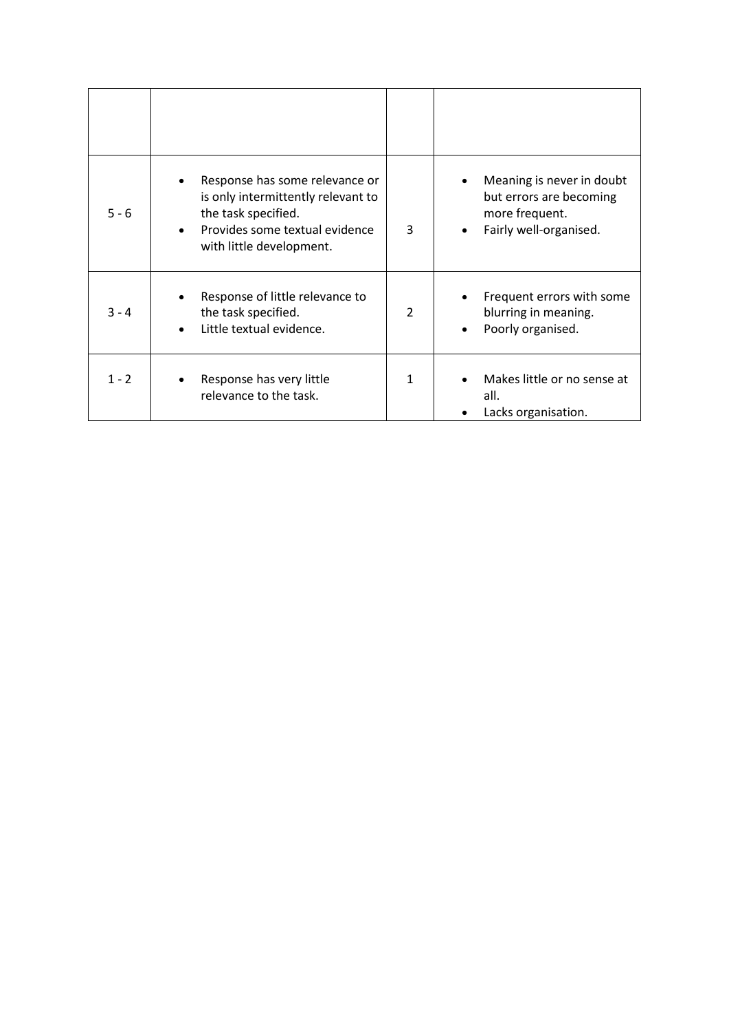| | | | |
|---|---|---|---|
| | | | |
| 5 - 6 | • Response has some relevance or is only intermittently relevant to the task specified.<br>• Provides some textual evidence with little development. | 3 | • Meaning is never in doubt but errors are becoming more frequent.<br>• Fairly well-organised. |
| 3 - 4 | • Response of little relevance to the task specified.<br>• Little textual evidence. | 2 | • Frequent errors with some blurring in meaning.<br>• Poorly organised. |
| 1 - 2 | • Response has very little relevance to the task. | 1 | • Makes little or no sense at all.<br>• Lacks organisation. |